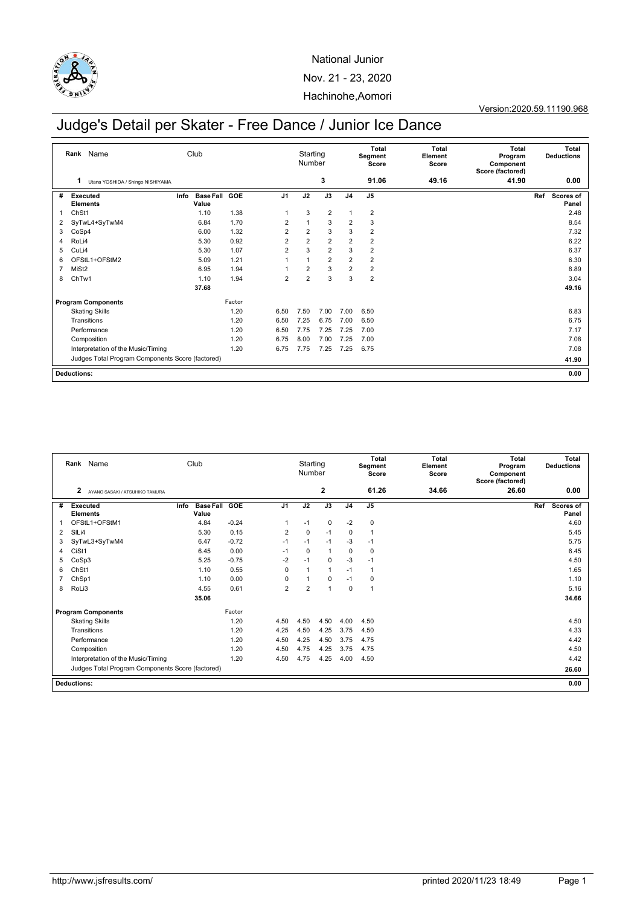National Junior

Nov. 21 - 23, 2020

Hachinohe,Aomori

Version:2020.59.11190.968

# Judge's Detail per Skater - Free Dance / Junior Ice Dance

| Rank | Name | Club | Starting Number | Total Segment Score | Total Element Score | Total Program Component Score (factored) | Total Deductions |
|---|---|---|---|---|---|---|---|
| 1 | Utana YOSHIDA / Shingo NISHIYAMA | | 3 | 91.06 | 49.16 | 41.90 | 0.00 |

| # | Executed Elements | Info | Base Fall Value | GOE | J1 | J2 | J3 | J4 | J5 | Ref | Scores of Panel |
|---|---|---|---|---|---|---|---|---|---|---|---|
| 1 | ChSt1 | | 1.10 | 1.38 | 1 | 3 | 2 | 1 | 2 | | 2.48 |
| 2 | SyTwL4+SyTwM4 | | 6.84 | 1.70 | 2 | 1 | 3 | 2 | 3 | | 8.54 |
| 3 | CoSp4 | | 6.00 | 1.32 | 2 | 2 | 3 | 3 | 2 | | 7.32 |
| 4 | RoLi4 | | 5.30 | 0.92 | 2 | 2 | 2 | 2 | 2 | | 6.22 |
| 5 | CuLi4 | | 5.30 | 1.07 | 2 | 3 | 2 | 3 | 2 | | 6.37 |
| 6 | OFStL1+OFStM2 | | 5.09 | 1.21 | 1 | 1 | 2 | 2 | 2 | | 6.30 |
| 7 | MiSt2 | | 6.95 | 1.94 | 1 | 2 | 3 | 2 | 2 | | 8.89 |
| 8 | ChTw1 | | 1.10 | 1.94 | 2 | 2 | 3 | 3 | 2 | | 3.04 |
| | | | 37.68 | | | | | | | | 49.16 |
| | **Program Components** | | | Factor | | | | | | | |
| | Skating Skills | | | 1.20 | 6.50 | 7.50 | 7.00 | 7.00 | 6.50 | | 6.83 |
| | Transitions | | | 1.20 | 6.50 | 7.25 | 6.75 | 7.00 | 6.50 | | 6.75 |
| | Performance | | | 1.20 | 6.50 | 7.75 | 7.25 | 7.25 | 7.00 | | 7.17 |
| | Composition | | | 1.20 | 6.75 | 8.00 | 7.00 | 7.25 | 7.00 | | 7.08 |
| | Interpretation of the Music/Timing | | | 1.20 | 6.75 | 7.75 | 7.25 | 7.25 | 6.75 | | 7.08 |
| | Judges Total Program Components Score (factored) | | | | | | | | | | 41.90 |
| | **Deductions:** | | | | | | | | | | 0.00 |

| Rank | Name | Club | Starting Number | Total Segment Score | Total Element Score | Total Program Component Score (factored) | Total Deductions |
|---|---|---|---|---|---|---|---|
| 2 | AYANO SASAKI / ATSUHIKO TAMURA | | 2 | 61.26 | 34.66 | 26.60 | 0.00 |

| # | Executed Elements | Info | Base Fall Value | GOE | J1 | J2 | J3 | J4 | J5 | Ref | Scores of Panel |
|---|---|---|---|---|---|---|---|---|---|---|---|
| 1 | OFStL1+OFStM1 | | 4.84 | -0.24 | 1 | -1 | 0 | -2 | 0 | | 4.60 |
| 2 | SlLi4 | | 5.30 | 0.15 | 2 | 0 | -1 | 0 | 1 | | 5.45 |
| 3 | SyTwL3+SyTwM4 | | 6.47 | -0.72 | -1 | -1 | -1 | -3 | -1 | | 5.75 |
| 4 | CiSt1 | | 6.45 | 0.00 | -1 | 0 | 1 | 0 | 0 | | 6.45 |
| 5 | CoSp3 | | 5.25 | -0.75 | -2 | -1 | 0 | -3 | -1 | | 4.50 |
| 6 | ChSt1 | | 1.10 | 0.55 | 0 | 1 | 1 | -1 | 1 | | 1.65 |
| 7 | ChSp1 | | 1.10 | 0.00 | 0 | 1 | 0 | -1 | 0 | | 1.10 |
| 8 | RoLi3 | | 4.55 | 0.61 | 2 | 2 | 1 | 0 | 1 | | 5.16 |
| | | | 35.06 | | | | | | | | 34.66 |
| | **Program Components** | | | Factor | | | | | | | |
| | Skating Skills | | | 1.20 | 4.50 | 4.50 | 4.50 | 4.00 | 4.50 | | 4.50 |
| | Transitions | | | 1.20 | 4.25 | 4.50 | 4.25 | 3.75 | 4.50 | | 4.33 |
| | Performance | | | 1.20 | 4.50 | 4.25 | 4.50 | 3.75 | 4.75 | | 4.42 |
| | Composition | | | 1.20 | 4.50 | 4.75 | 4.25 | 3.75 | 4.75 | | 4.50 |
| | Interpretation of the Music/Timing | | | 1.20 | 4.50 | 4.75 | 4.25 | 4.00 | 4.50 | | 4.42 |
| | Judges Total Program Components Score (factored) | | | | | | | | | | 26.60 |
| | **Deductions:** | | | | | | | | | | 0.00 |

http://www.jsfresults.com/ printed 2020/11/23 18:49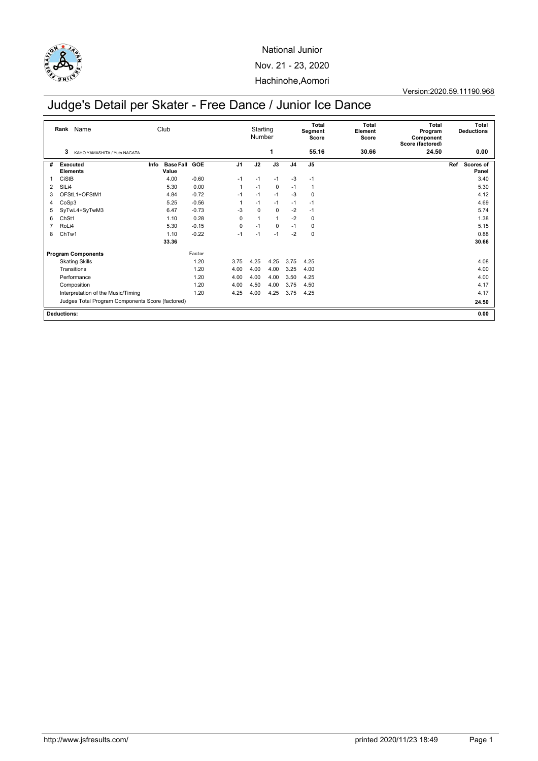National Junior

Nov. 21 - 23, 2020

Hachinohe,Aomori

Version:2020.59.11190.968

# Judge's Detail per Skater - Free Dance / Junior Ice Dance

| Rank | Name | Club | Starting Number | Total Segment Score | Total Element Score | Total Program Component Score (factored) | Total Deductions |
|---|---|---|---|---|---|---|---|
| 3 | KAHO YAMASHITA / Yuto NAGATA | | 1 | 55.16 | 30.66 | 24.50 | 0.00 |

| # | Executed Elements | Info | Base Value | Fall | GOE | J1 | J2 | J3 | J4 | J5 | Ref | Scores of Panel |
|---|---|---|---|---|---|---|---|---|---|---|---|---|
| 1 | CiStB | | 4.00 | | -0.60 | -1 | -1 | -1 | -3 | -1 | | 3.40 |
| 2 | SlLi4 | | 5.30 | | 0.00 | 1 | -1 | 0 | -1 | 1 | | 5.30 |
| 3 | OFStL1+OFStM1 | | 4.84 | | -0.72 | -1 | -1 | -1 | -3 | 0 | | 4.12 |
| 4 | CoSp3 | | 5.25 | | -0.56 | 1 | -1 | -1 | -1 | -1 | | 4.69 |
| 5 | SyTwL4+SyTwM3 | | 6.47 | | -0.73 | -3 | 0 | 0 | -2 | -1 | | 5.74 |
| 6 | ChSt1 | | 1.10 | | 0.28 | 0 | 1 | 1 | -2 | 0 | | 1.38 |
| 7 | RoLi4 | | 5.30 | | -0.15 | 0 | -1 | 0 | -1 | 0 | | 5.15 |
| 8 | ChTw1 | | 1.10 | | -0.22 | -1 | -1 | -1 | -2 | 0 | | 0.88 |
| | | | 33.36 | | | | | | | | | 30.66 |

| Program Components | Factor | J1 | J2 | J3 | J4 | J5 | Scores of Panel |
|---|---|---|---|---|---|---|---|
| Skating Skills | 1.20 | 3.75 | 4.25 | 4.25 | 3.75 | 4.25 | 4.08 |
| Transitions | 1.20 | 4.00 | 4.00 | 4.00 | 3.25 | 4.00 | 4.00 |
| Performance | 1.20 | 4.00 | 4.00 | 4.00 | 3.50 | 4.25 | 4.00 |
| Composition | 1.20 | 4.00 | 4.50 | 4.00 | 3.75 | 4.50 | 4.17 |
| Interpretation of the Music/Timing | 1.20 | 4.25 | 4.00 | 4.25 | 3.75 | 4.25 | 4.17 |
| Judges Total Program Components Score (factored) | | | | | | | 24.50 |

| Deductions: | 0.00 |
|---|---|

http://www.jsfresults.com/ printed 2020/11/23 18:49